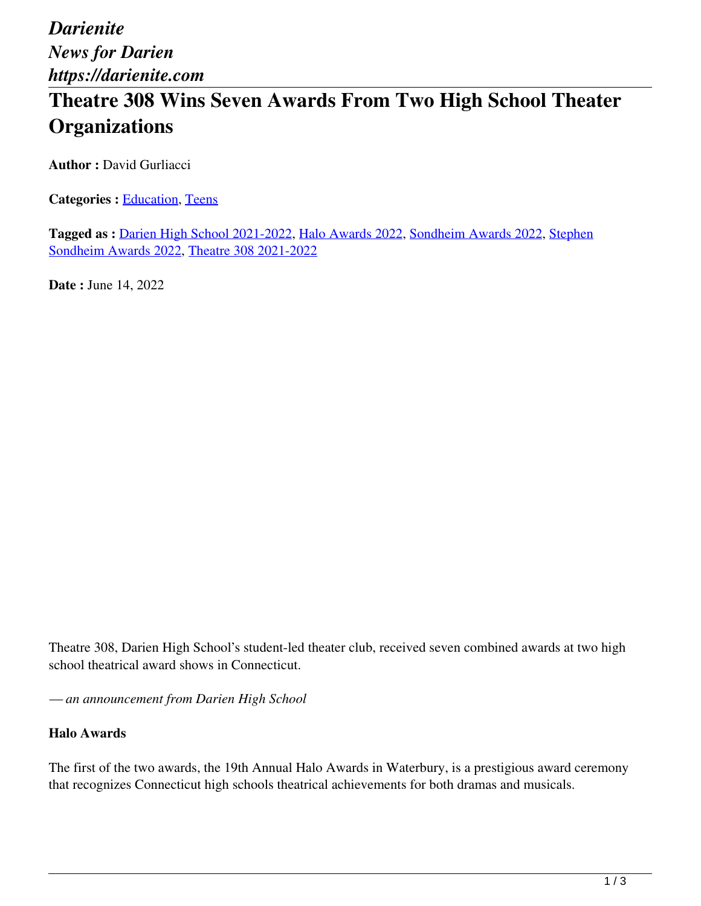*Darienite*
*News for Darien*
*https://darienite.com*

# Theatre 308 Wins Seven Awards From Two High School Theater Organizations

**Author :** David Gurliacci

**Categories :** Education, Teens

**Tagged as :** Darien High School 2021-2022, Halo Awards 2022, Sondheim Awards 2022, Stephen Sondheim Awards 2022, Theatre 308 2021-2022

**Date :** June 14, 2022

Theatre 308, Darien High School's student-led theater club, received seven combined awards at two high school theatrical award shows in Connecticut.

*— an announcement from Darien High School*

**Halo Awards**

The first of the two awards, the 19th Annual Halo Awards in Waterbury, is a prestigious award ceremony that recognizes Connecticut high schools theatrical achievements for both dramas and musicals.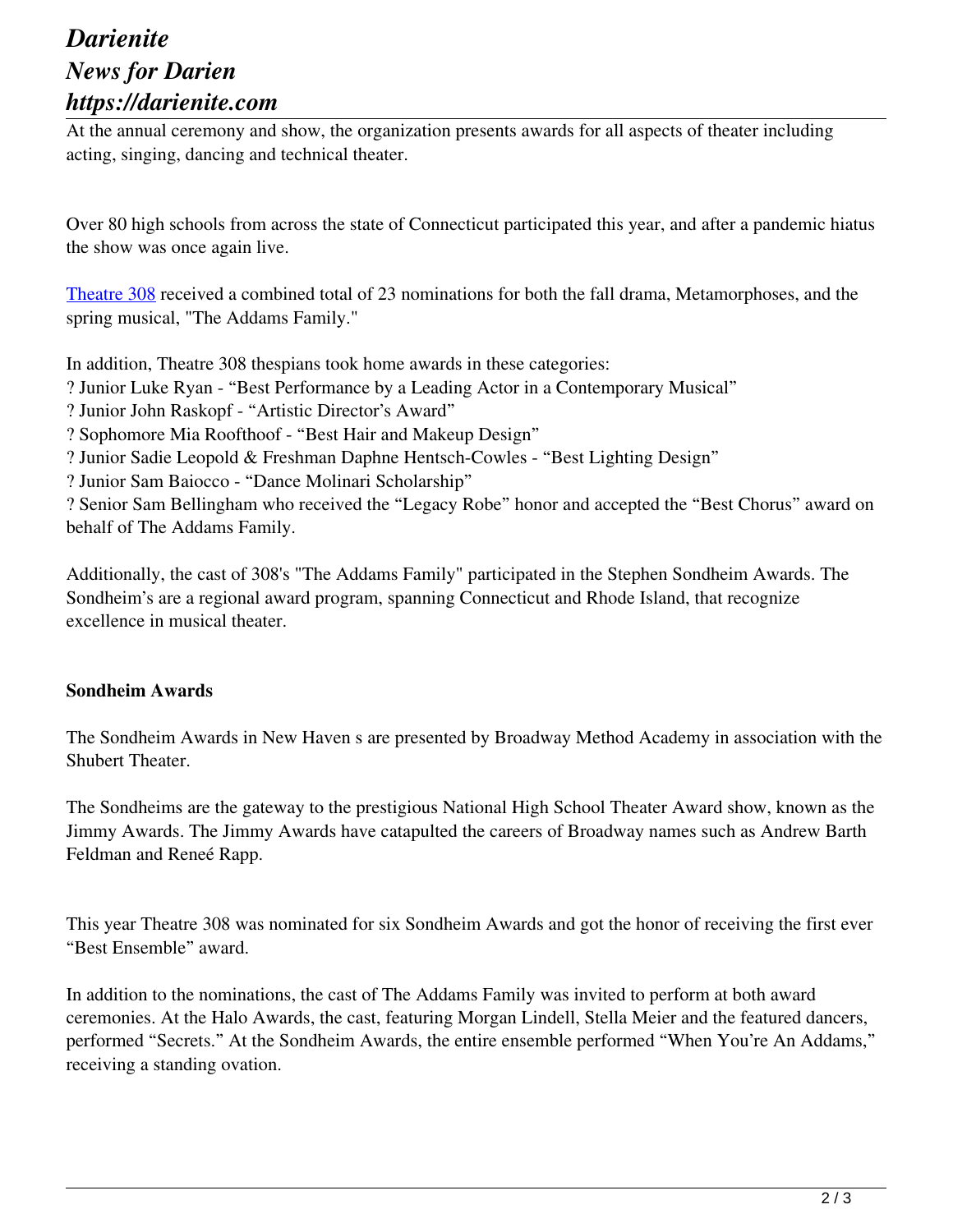At the annual ceremony and show, the organization presents awards for all aspects of theater including acting, singing, dancing and technical theater.

Over 80 high schools from across the state of Connecticut participated this year, and after a pandemic hiatus the show was once again live.

[Theatre 308](Theatre 308) received a combined total of 23 nominations for both the fall drama, Metamorphoses, and the spring musical, "The Addams Family."

In addition, Theatre 308 thespians took home awards in these categories:
? Junior Luke Ryan - “Best Performance by a Leading Actor in a Contemporary Musical”
? Junior John Raskopf - “Artistic Director’s Award”
? Sophomore Mia Roofthoof - “Best Hair and Makeup Design”
? Junior Sadie Leopold & Freshman Daphne Hentsch-Cowles - “Best Lighting Design”
? Junior Sam Baiocco - “Dance Molinari Scholarship”
? Senior Sam Bellingham who received the “Legacy Robe” honor and accepted the “Best Chorus” award on behalf of The Addams Family.

Additionally, the cast of 308's "The Addams Family" participated in the Stephen Sondheim Awards. The Sondheim’s are a regional award program, spanning Connecticut and Rhode Island, that recognize excellence in musical theater.

**Sondheim Awards**

The Sondheim Awards in New Haven s are presented by Broadway Method Academy in association with the Shubert Theater.

The Sondheims are the gateway to the prestigious National High School Theater Award show, known as the Jimmy Awards. The Jimmy Awards have catapulted the careers of Broadway names such as Andrew Barth Feldman and Reneé Rapp.

This year Theatre 308 was nominated for six Sondheim Awards and got the honor of receiving the first ever “Best Ensemble” award.

In addition to the nominations, the cast of The Addams Family was invited to perform at both award ceremonies. At the Halo Awards, the cast, featuring Morgan Lindell, Stella Meier and the featured dancers, performed “Secrets.” At the Sondheim Awards, the entire ensemble performed “When You’re An Addams,” receiving a standing ovation.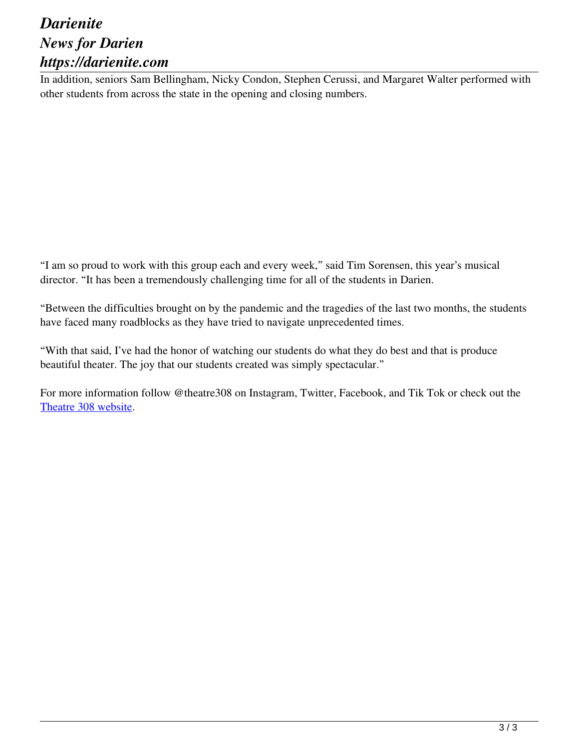In addition, seniors Sam Bellingham, Nicky Condon, Stephen Cerussi, and Margaret Walter performed with other students from across the state in the opening and closing numbers.

“I am so proud to work with this group each and every week,” said Tim Sorensen, this year’s musical director. “It has been a tremendously challenging time for all of the students in Darien.

“Between the difficulties brought on by the pandemic and the tragedies of the last two months, the students have faced many roadblocks as they have tried to navigate unprecedented times.

“With that said, I’ve had the honor of watching our students do what they do best and that is produce beautiful theater. The joy that our students created was simply spectacular.”

For more information follow @theatre308 on Instagram, Twitter, Facebook, and Tik Tok or check out the Theatre 308 website.